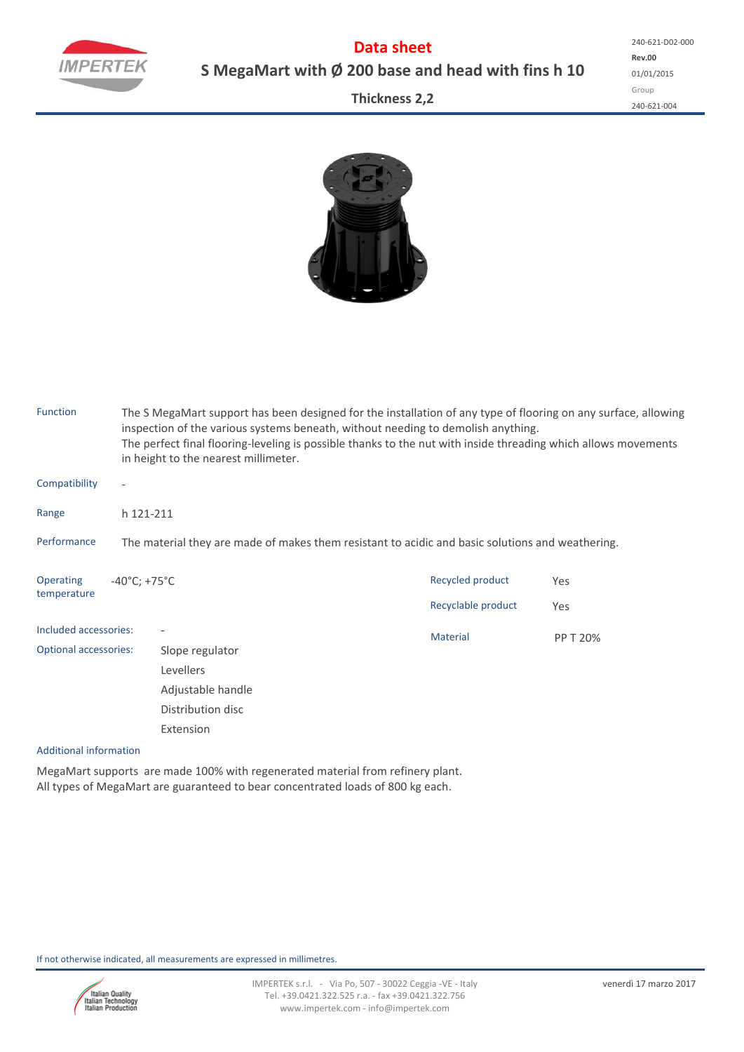# Data sheet

## S MegaMart with Ø 200 base and head with fins h 10

### Thickness 2,2

240-621-D02-000
**Rev.00**
01/01/2015
Group
240-621-004

**Function**
The S MegaMart support has been designed for the installation of any type of flooring on any surface, allowing inspection of the various systems beneath, without needing to demolish anything.
The perfect final flooring-leveling is possible thanks to the nut with inside threading which allows movements in height to the nearest millimeter.

**Compatibility** -

**Range** h 121-211

**Performance** The material they are made of makes them resistant to acidic and basic solutions and weathering.

**Operating temperature** -40°C; +75°C

| | |
|---|---|
| Recycled product | Yes |
| Recyclable product | Yes |
| Material | PP T 20% |

**Included accessories:** -

**Optional accessories:**
- Slope regulator
- Levellers
- Adjustable handle
- Distribution disc
- Extension

**Additional information**

MegaMart supports are made 100% with regenerated material from refinery plant.
All types of MegaMart are guaranteed to bear concentrated loads of 800 kg each.

If not otherwise indicated, all measurements are expressed in millimetres.

IMPERTEK s.r.l. - Via Po, 507 - 30022 Ceggia -VE - Italy
Tel. +39.0421.322.525 r.a. - fax +39.0421.322.756
www.impertek.com - info@impertek.com

venerdì 17 marzo 2017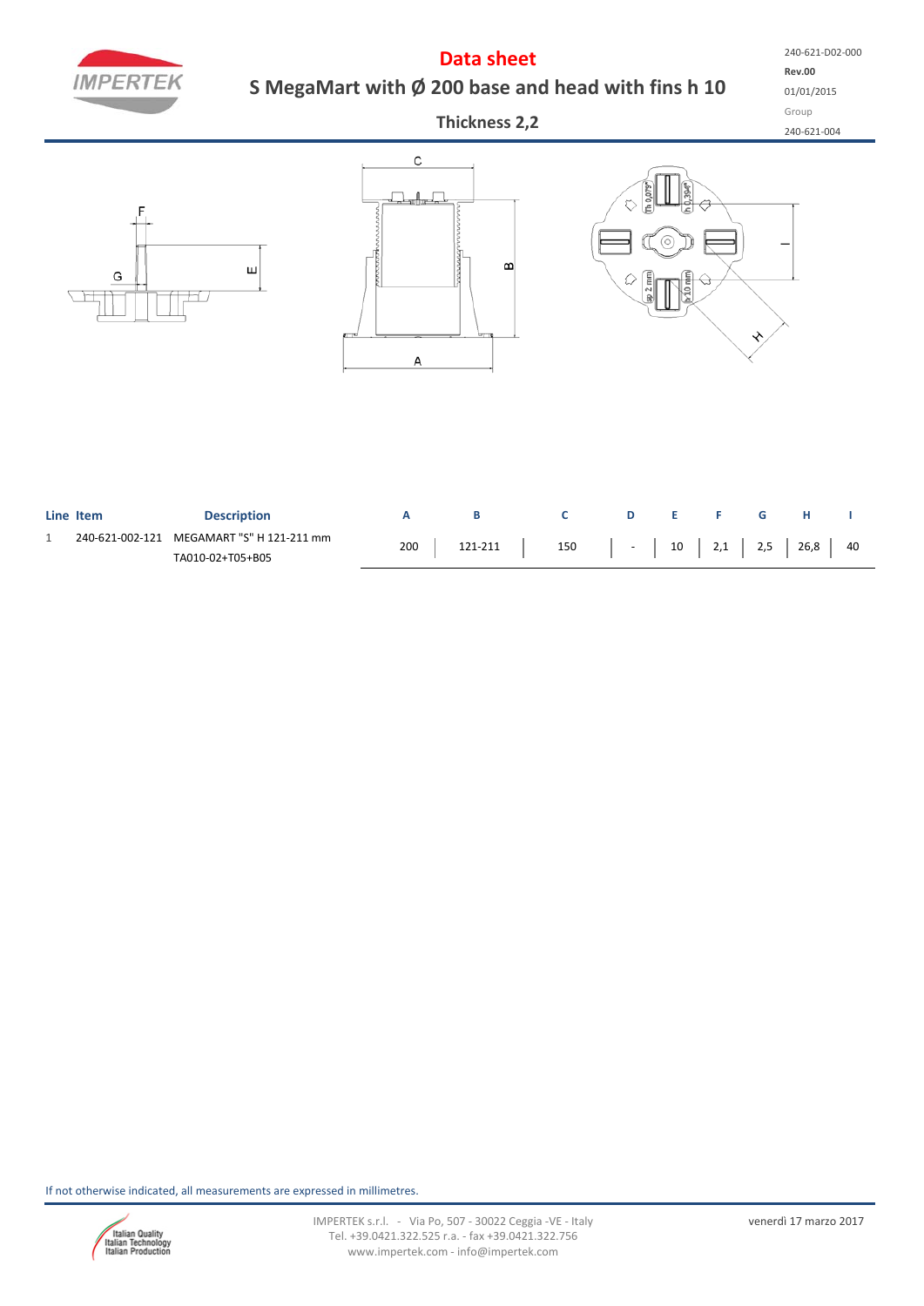# Data sheet

## S MegaMart with Ø 200 base and head with fins h 10

### Thickness 2,2

240-621-D02-000

**Rev.00**

01/01/2015

Group

240-621-004

C

F

G

E

B

A

I

H

h 0,079"

h 0,394"

h 2 mm

h 10 mm

| Line | Item | Description | A | B | C | D | E | F | G | H | I |
|---|---|---|---|---|---|---|---|---|---|---|---|
| 1 | 240-621-002-121 | MEGAMART "S" H 121-211 mm TA010-02+T05+B05 | 200 | 121-211 | 150 | - | 10 | 2,1 | 2,5 | 26,8 | 40 |

If not otherwise indicated, all measurements are expressed in millimetres.

Italian Quality
Italian Technology
Italian Production

IMPERTEK s.r.l. - Via Po, 507 - 30022 Ceggia -VE - Italy
Tel. +39.0421.322.525 r.a. - fax +39.0421.322.756
www.impertek.com - info@impertek.com

venerdì 17 marzo 2017